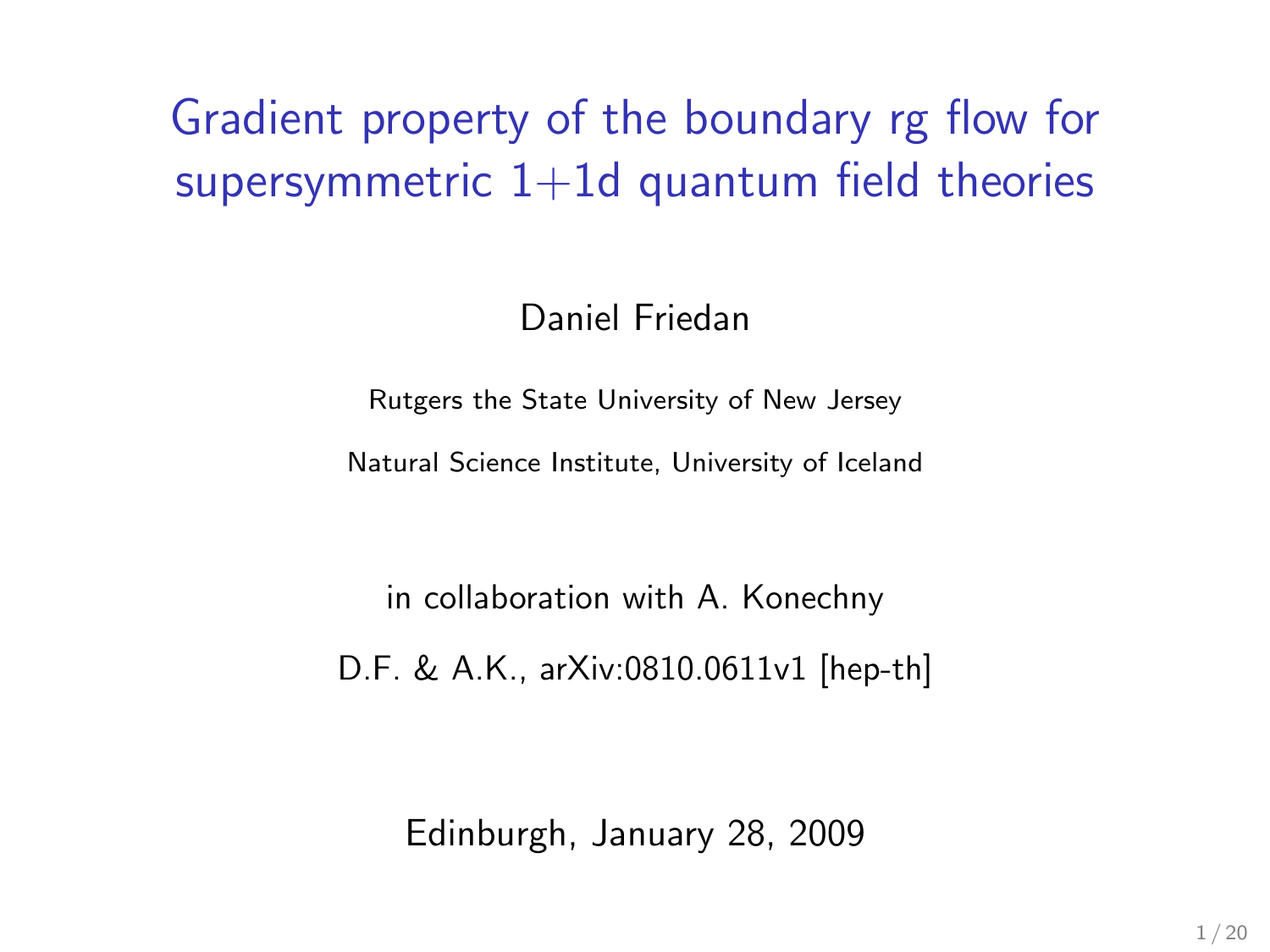# Gradient property of the boundary rg flow for supersymmetric 1+1d quantum field theories

Daniel Friedan

Rutgers the State University of New Jersey

Natural Science Institute, University of Iceland

in collaboration with A. Konechny

D.F. & A.K., arXiv:0810.0611v1 [hep-th]

Edinburgh, January 28, 2009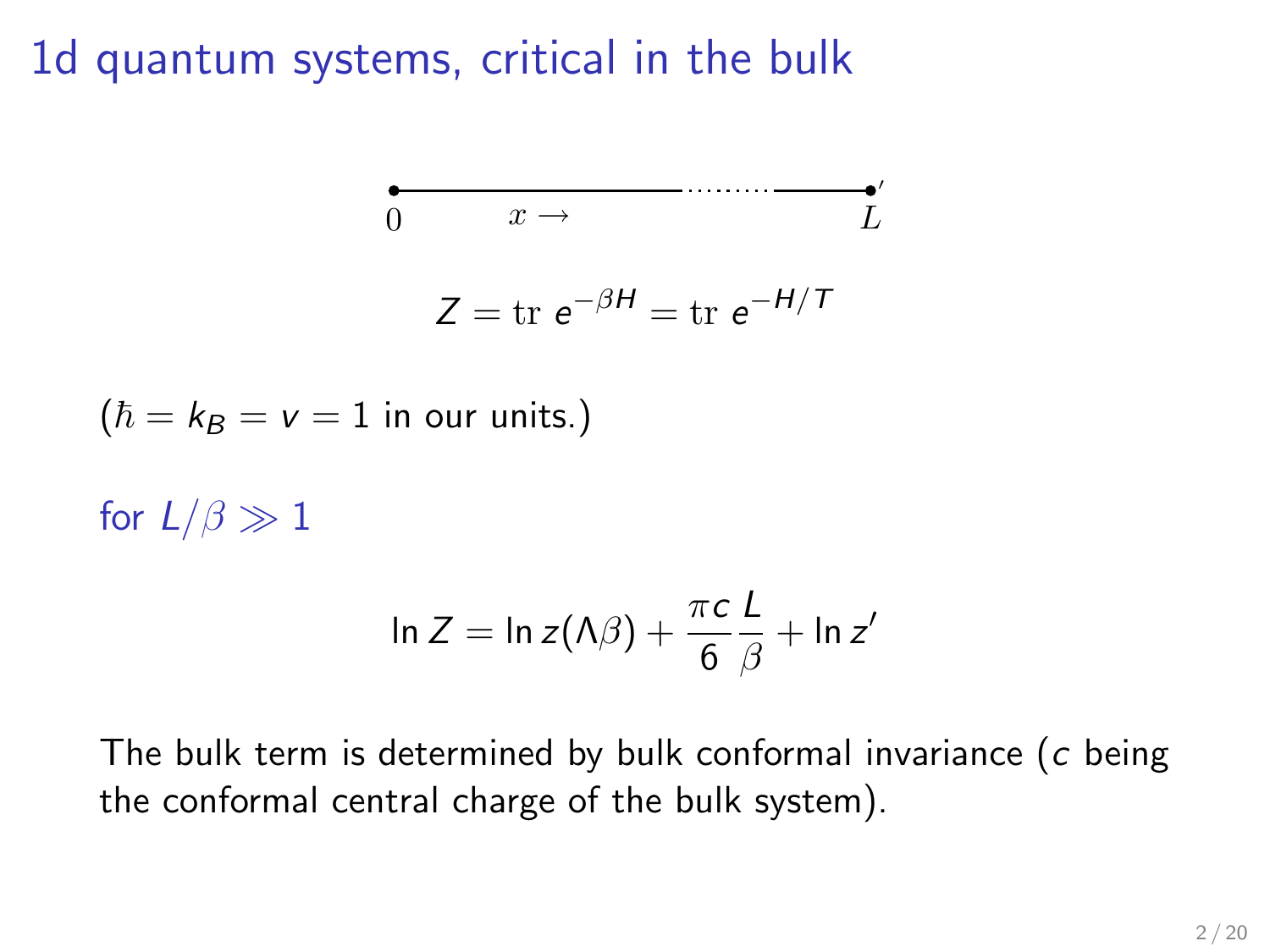# 1d quantum systems, critical in the bulk

$0$ $\quad x \rightarrow \quad$ $L$

$$Z = \mathrm{tr}\; e^{-\beta H} = \mathrm{tr}\; e^{-H/T}$$

($\hbar = k_B = v = 1$ in our units.)

for $L/\beta \gg 1$

$$\ln Z = \ln z(\Lambda\beta) + \frac{\pi c}{6}\frac{L}{\beta} + \ln z'$$

The bulk term is determined by bulk conformal invariance ($c$ being the conformal central charge of the bulk system).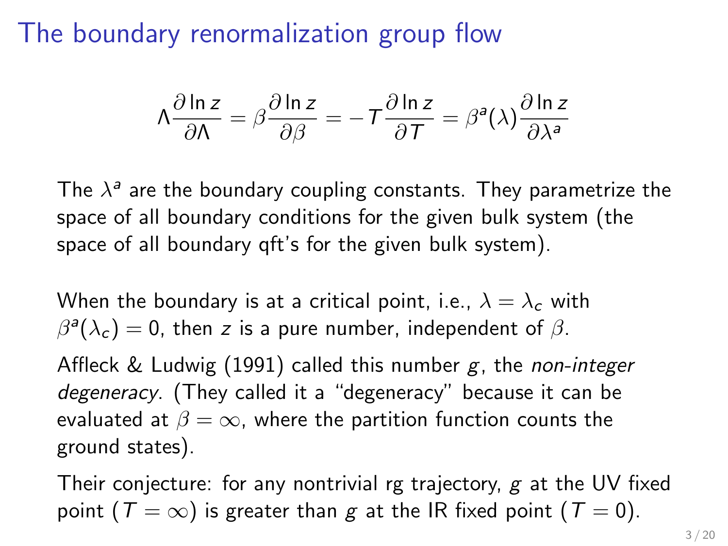# The boundary renormalization group flow

$$\Lambda \frac{\partial \ln z}{\partial \Lambda} = \beta \frac{\partial \ln z}{\partial \beta} = -T \frac{\partial \ln z}{\partial T} = \beta^a(\lambda) \frac{\partial \ln z}{\partial \lambda^a}$$

The $\lambda^a$ are the boundary coupling constants. They parametrize the space of all boundary conditions for the given bulk system (the space of all boundary qft's for the given bulk system).

When the boundary is at a critical point, i.e., $\lambda = \lambda_c$ with $\beta^a(\lambda_c) = 0$, then $z$ is a pure number, independent of $\beta$.

Affleck & Ludwig (1991) called this number $g$, the *non-integer degeneracy*. (They called it a "degeneracy" because it can be evaluated at $\beta = \infty$, where the partition function counts the ground states).

Their conjecture: for any nontrivial rg trajectory, $g$ at the UV fixed point ($T = \infty$) is greater than $g$ at the IR fixed point ($T = 0$).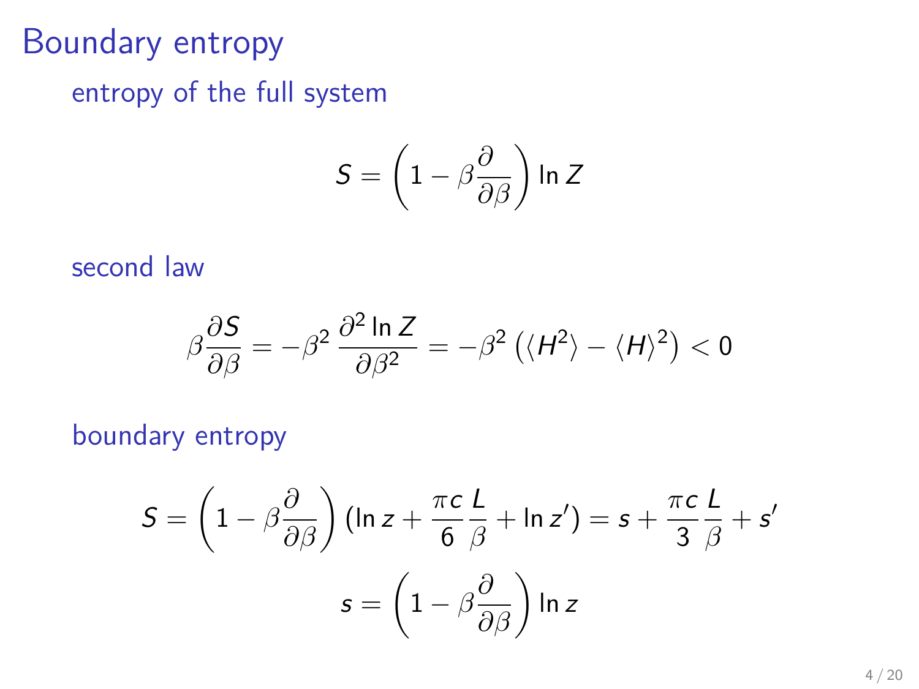# Boundary entropy

entropy of the full system

$$S = \left(1 - \beta\frac{\partial}{\partial\beta}\right)\ln Z$$

second law

$$\beta\frac{\partial S}{\partial\beta} = -\beta^2\,\frac{\partial^2 \ln Z}{\partial\beta^2} = -\beta^2\left(\langle H^2\rangle - \langle H\rangle^2\right) < 0$$

boundary entropy

$$S = \left(1 - \beta\frac{\partial}{\partial\beta}\right)\left(\ln z + \frac{\pi c}{6}\frac{L}{\beta} + \ln z'\right) = s + \frac{\pi c}{3}\frac{L}{\beta} + s'$$

$$s = \left(1 - \beta\frac{\partial}{\partial\beta}\right)\ln z$$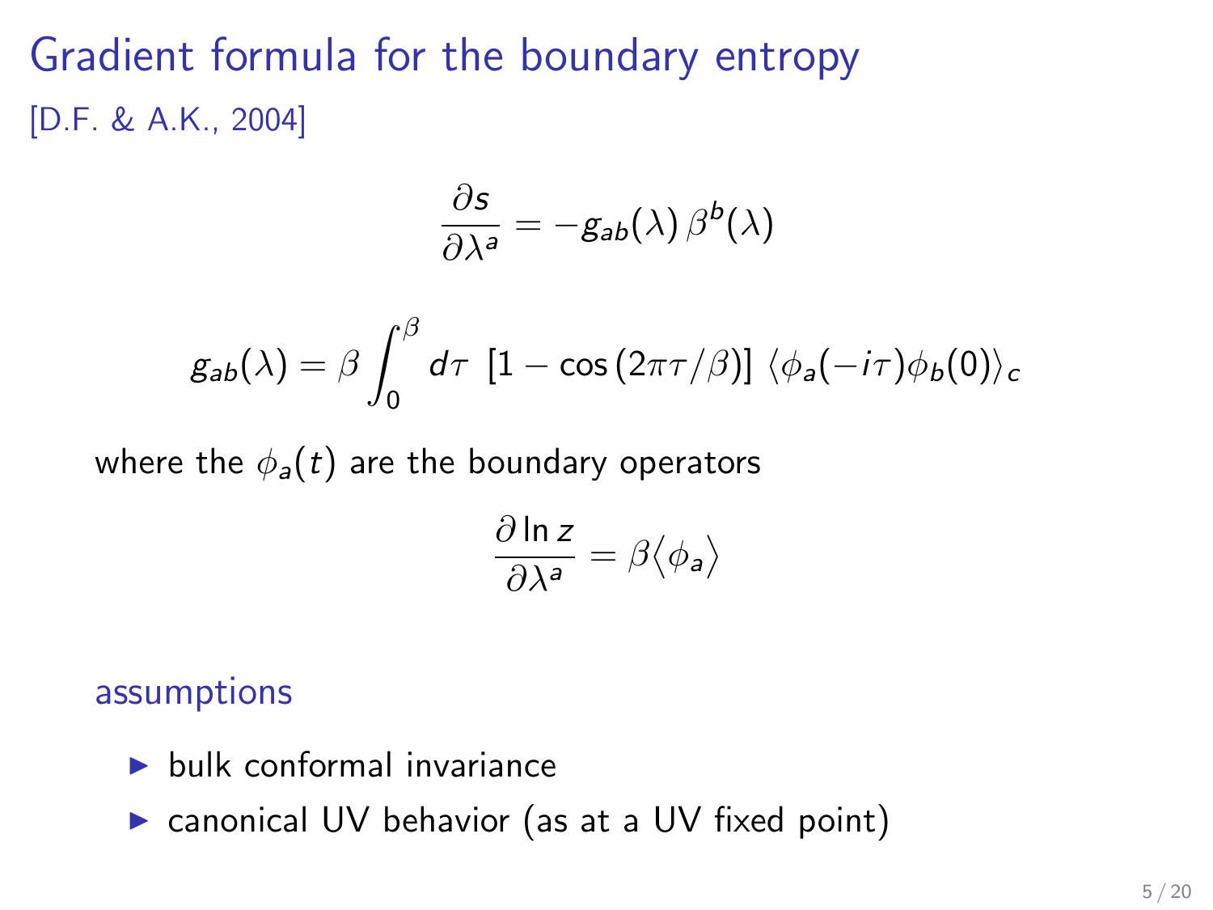# Gradient formula for the boundary entropy

[D.F. & A.K., 2004]

$$\frac{\partial s}{\partial \lambda^a} = -g_{ab}(\lambda)\, \beta^b(\lambda)$$

$$g_{ab}(\lambda) = \beta \int_0^\beta d\tau \;\left[1 - \cos\left(2\pi\tau/\beta\right)\right] \langle \phi_a(-i\tau)\phi_b(0)\rangle_c$$

where the $\phi_a(t)$ are the boundary operators

$$\frac{\partial \ln z}{\partial \lambda^a} = \beta \langle \phi_a \rangle$$

## assumptions

- bulk conformal invariance
- canonical UV behavior (as at a UV fixed point)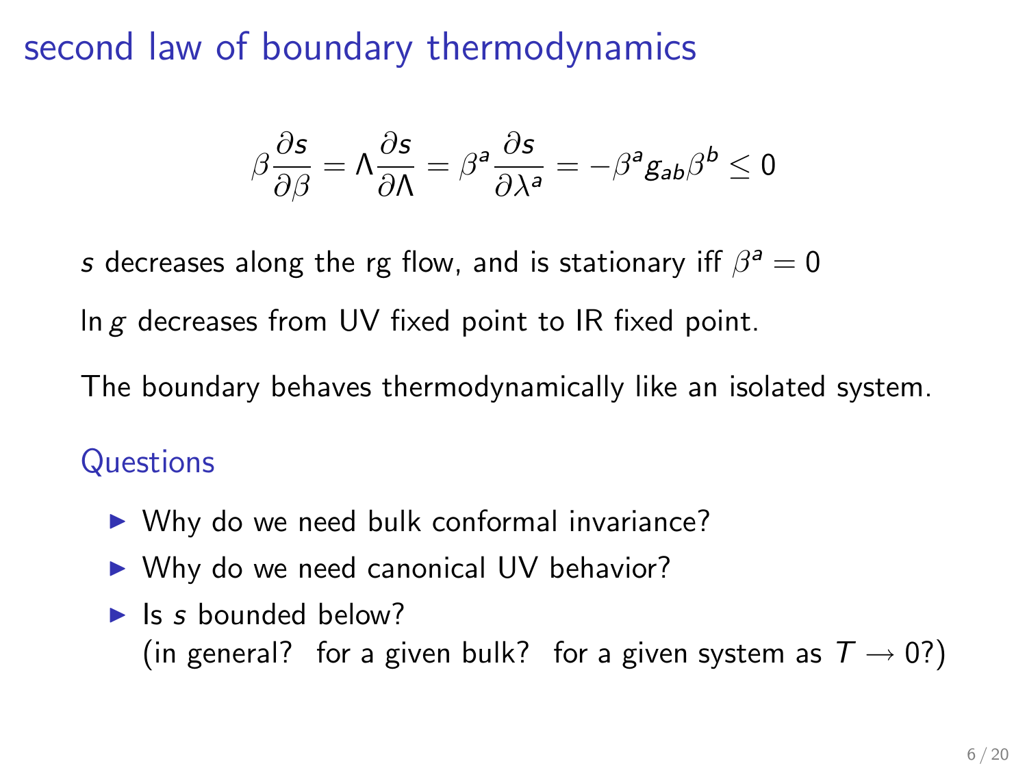# second law of boundary thermodynamics

$$\beta \frac{\partial s}{\partial \beta} = \Lambda \frac{\partial s}{\partial \Lambda} = \beta^a \frac{\partial s}{\partial \lambda^a} = -\beta^a g_{ab} \beta^b \leq 0$$

$s$ decreases along the rg flow, and is stationary iff $\beta^a = 0$

$\ln g$ decreases from UV fixed point to IR fixed point.

The boundary behaves thermodynamically like an isolated system.

## Questions

- Why do we need bulk conformal invariance?
- Why do we need canonical UV behavior?
- Is $s$ bounded below?
  (in general? for a given bulk? for a given system as $T \to 0$?)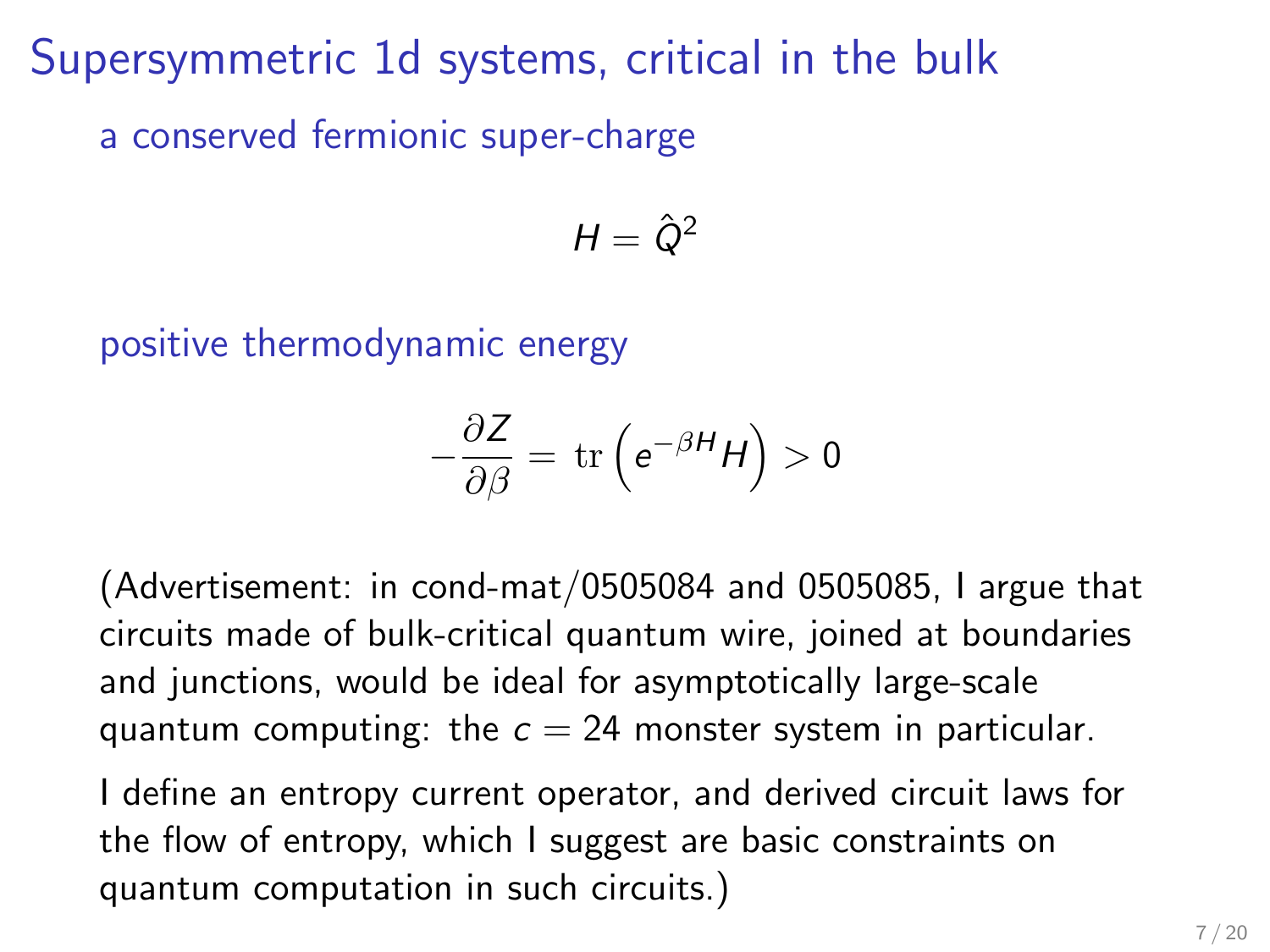# Supersymmetric 1d systems, critical in the bulk

a conserved fermionic super-charge

$$H = \hat{Q}^2$$

positive thermodynamic energy

$$-\frac{\partial Z}{\partial \beta} = \mathrm{tr}\left(e^{-\beta H} H\right) > 0$$

(Advertisement: in cond-mat/0505084 and 0505085, I argue that circuits made of bulk-critical quantum wire, joined at boundaries and junctions, would be ideal for asymptotically large-scale quantum computing: the $c = 24$ monster system in particular.

I define an entropy current operator, and derived circuit laws for the flow of entropy, which I suggest are basic constraints on quantum computation in such circuits.)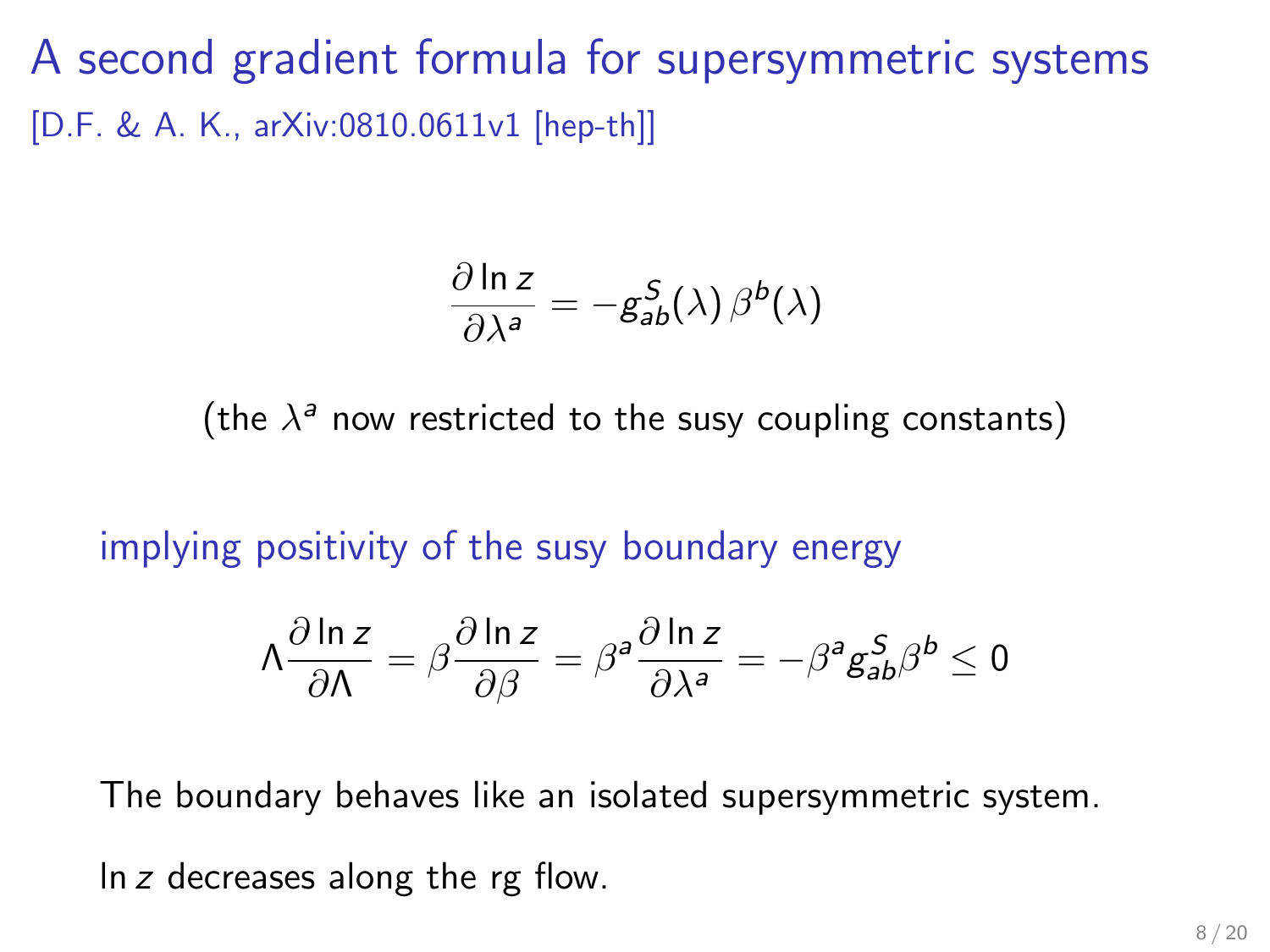# A second gradient formula for supersymmetric systems

[D.F. & A. K., arXiv:0810.0611v1 [hep-th]]

$$\frac{\partial \ln z}{\partial \lambda^a} = -g^S_{ab}(\lambda)\, \beta^b(\lambda)$$

(the $\lambda^a$ now restricted to the susy coupling constants)

implying positivity of the susy boundary energy

$$\Lambda \frac{\partial \ln z}{\partial \Lambda} = \beta \frac{\partial \ln z}{\partial \beta} = \beta^a \frac{\partial \ln z}{\partial \lambda^a} = -\beta^a g^S_{ab} \beta^b \leq 0$$

The boundary behaves like an isolated supersymmetric system.

$\ln z$ decreases along the rg flow.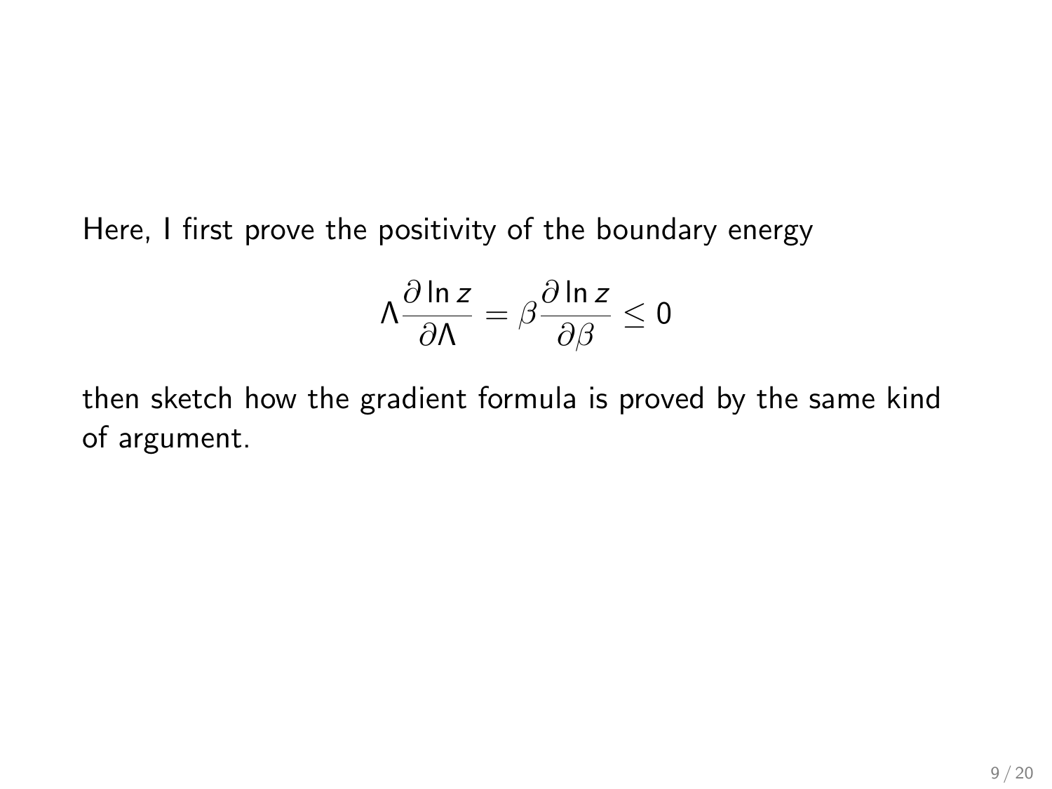Here, I first prove the positivity of the boundary energy

$$\Lambda \frac{\partial \ln z}{\partial \Lambda} = \beta \frac{\partial \ln z}{\partial \beta} \leq 0$$

then sketch how the gradient formula is proved by the same kind of argument.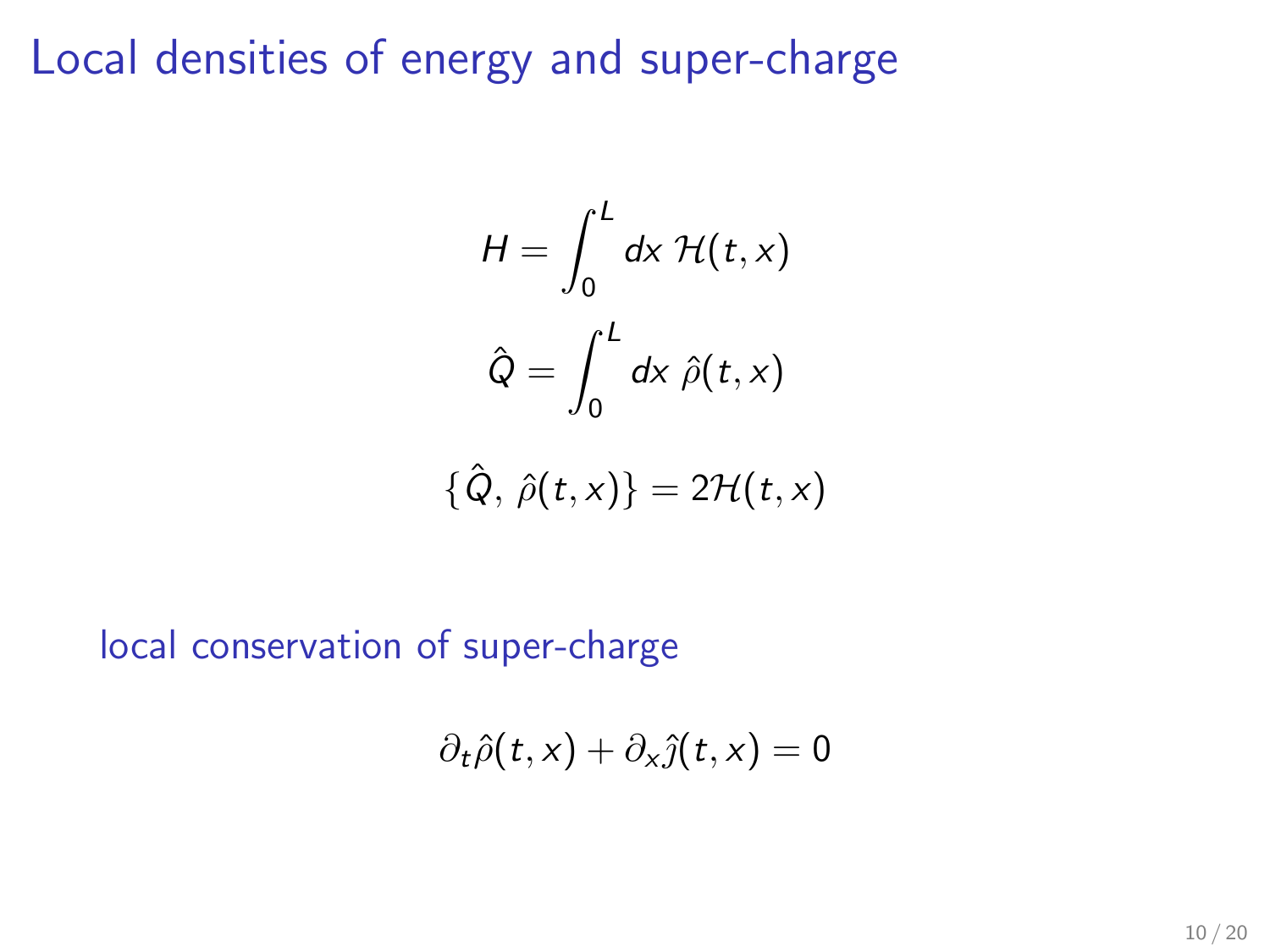# Local densities of energy and super-charge

$$H = \int_0^L dx \; \mathcal{H}(t,x)$$

$$\hat{Q} = \int_0^L dx \; \hat{\rho}(t,x)$$

$$\{\hat{Q}, \; \hat{\rho}(t,x)\} = 2\mathcal{H}(t,x)$$

local conservation of super-charge

$$\partial_t \hat{\rho}(t,x) + \partial_x \hat{\jmath}(t,x) = 0$$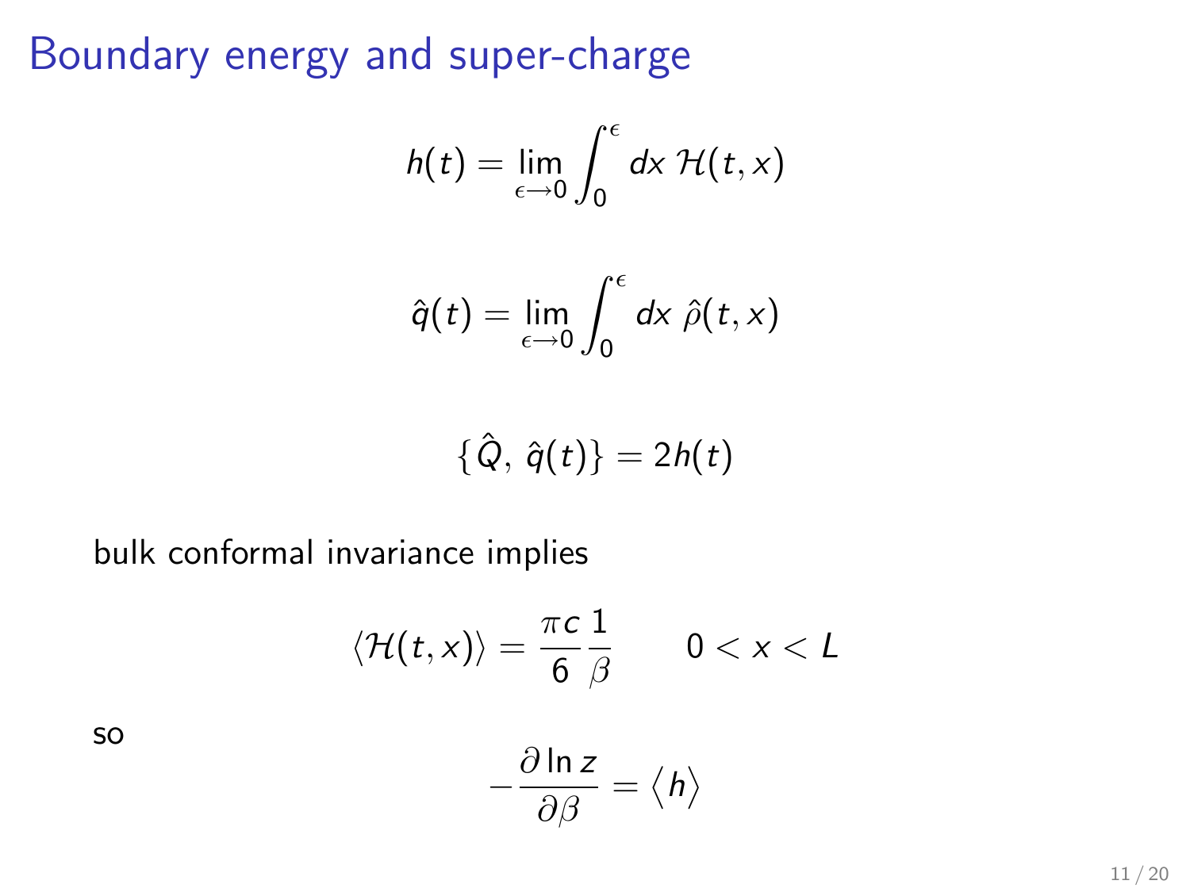# Boundary energy and super-charge

$$h(t) = \lim_{\epsilon \to 0} \int_0^\epsilon dx \; \mathcal{H}(t, x)$$

$$\hat{q}(t) = \lim_{\epsilon \to 0} \int_0^\epsilon dx \; \hat{\rho}(t, x)$$

$$\{\hat{Q}, \, \hat{q}(t)\} = 2h(t)$$

bulk conformal invariance implies

$$\langle \mathcal{H}(t, x) \rangle = \frac{\pi c}{6} \frac{1}{\beta} \qquad 0 < x < L$$

so

$$-\frac{\partial \ln z}{\partial \beta} = \langle h \rangle$$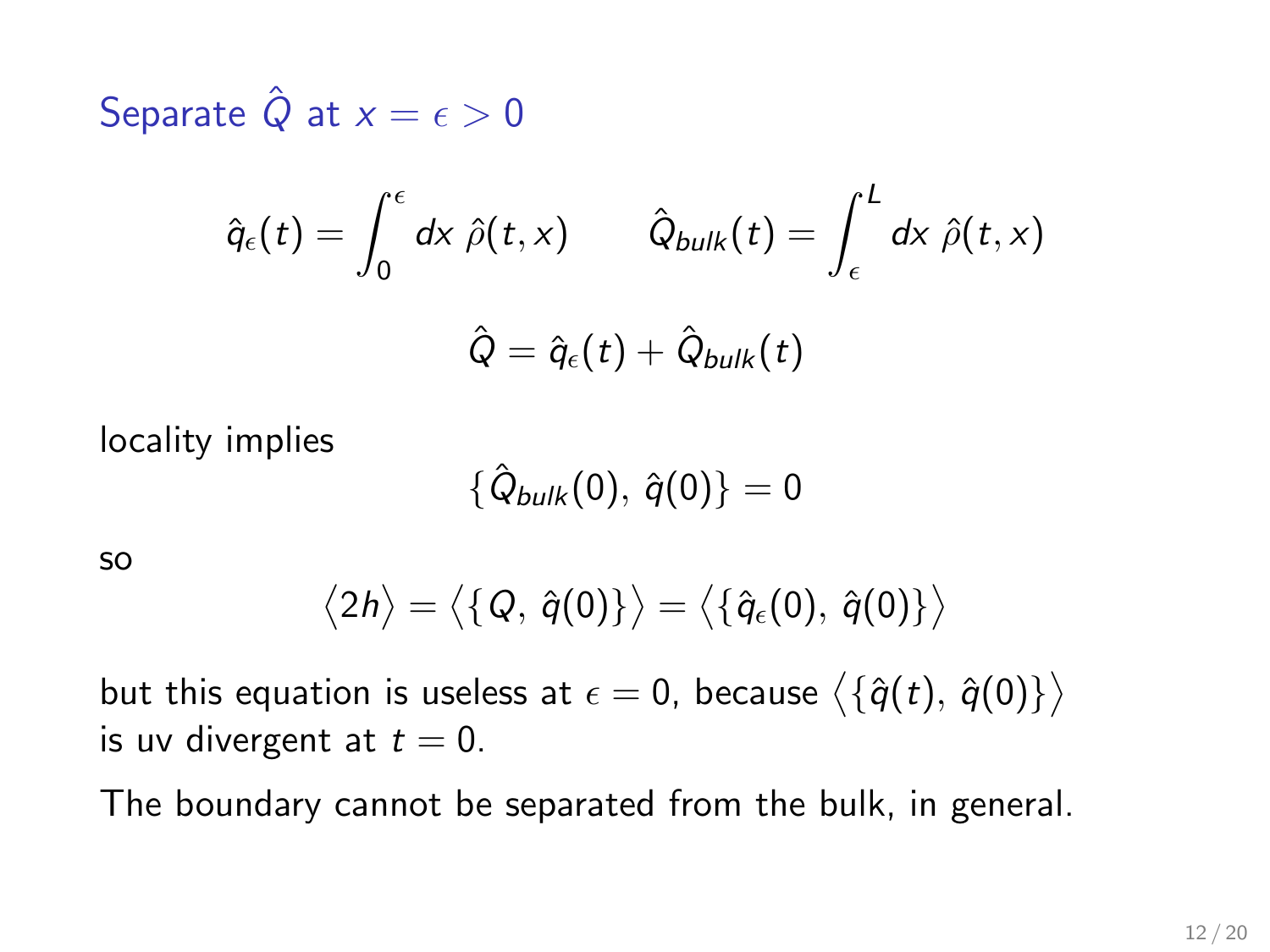## Separate $\hat{Q}$ at $x = \epsilon > 0$

$$\hat{q}_\epsilon(t) = \int_0^\epsilon dx \; \hat{\rho}(t,x) \qquad \hat{Q}_{bulk}(t) = \int_\epsilon^L dx \; \hat{\rho}(t,x)$$

$$\hat{Q} = \hat{q}_\epsilon(t) + \hat{Q}_{bulk}(t)$$

locality implies

$$\{\hat{Q}_{bulk}(0), \, \hat{q}(0)\} = 0$$

so

$$\langle 2h \rangle = \langle \{Q, \, \hat{q}(0)\} \rangle = \langle \{\hat{q}_\epsilon(0), \, \hat{q}(0)\} \rangle$$

but this equation is useless at $\epsilon = 0$, because $\langle \{\hat{q}(t), \, \hat{q}(0)\} \rangle$ is uv divergent at $t = 0$.

The boundary cannot be separated from the bulk, in general.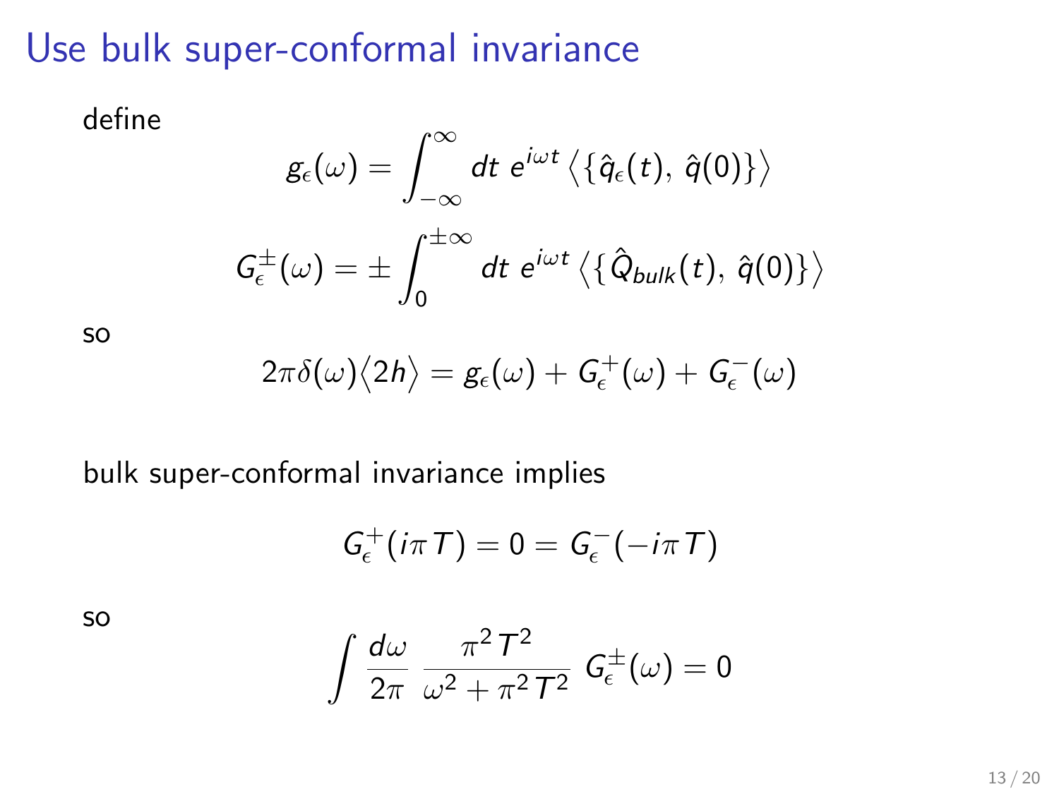# Use bulk super-conformal invariance

define

$$g_\epsilon(\omega) = \int_{-\infty}^{\infty} dt\; e^{i\omega t} \left\langle \{\hat{q}_\epsilon(t),\, \hat{q}(0)\} \right\rangle$$

$$G_\epsilon^{\pm}(\omega) = \pm \int_0^{\pm\infty} dt\; e^{i\omega t} \left\langle \{\hat{Q}_{bulk}(t),\, \hat{q}(0)\} \right\rangle$$

so

$$2\pi\delta(\omega)\langle 2h \rangle = g_\epsilon(\omega) + G_\epsilon^{+}(\omega) + G_\epsilon^{-}(\omega)$$

bulk super-conformal invariance implies

$$G_\epsilon^{+}(i\pi T) = 0 = G_\epsilon^{-}(-i\pi T)$$

so

$$\int \frac{d\omega}{2\pi}\; \frac{\pi^2 T^2}{\omega^2 + \pi^2 T^2}\; G_\epsilon^{\pm}(\omega) = 0$$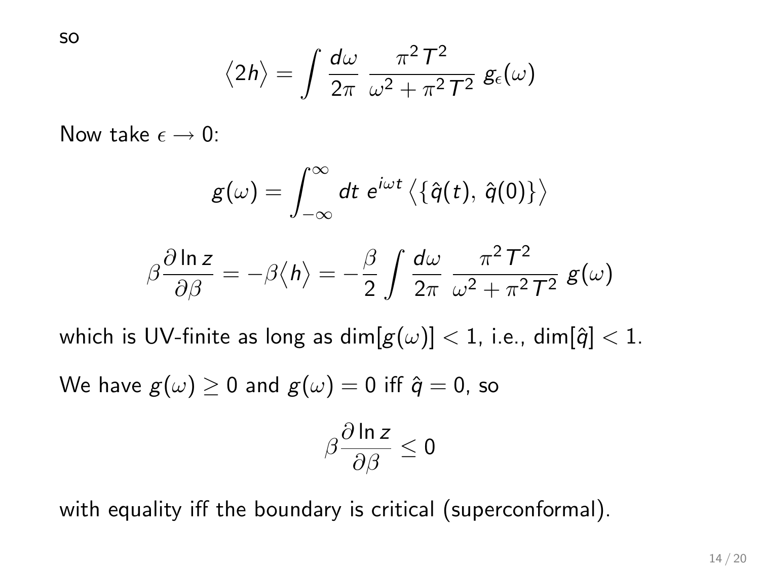so

$$\langle 2h \rangle = \int \frac{d\omega}{2\pi} \; \frac{\pi^2 T^2}{\omega^2 + \pi^2 T^2} \; g_\epsilon(\omega)$$

Now take $\epsilon \to 0$:

$$g(\omega) = \int_{-\infty}^{\infty} dt \; e^{i\omega t} \left\langle \{ \hat{q}(t), \, \hat{q}(0) \} \right\rangle$$

$$\beta \frac{\partial \ln z}{\partial \beta} = -\beta \langle h \rangle = -\frac{\beta}{2} \int \frac{d\omega}{2\pi} \; \frac{\pi^2 T^2}{\omega^2 + \pi^2 T^2} \; g(\omega)$$

which is UV-finite as long as $\dim[g(\omega)] < 1$, i.e., $\dim[\hat{q}] < 1$.

We have $g(\omega) \geq 0$ and $g(\omega) = 0$ iff $\hat{q} = 0$, so

$$\beta \frac{\partial \ln z}{\partial \beta} \leq 0$$

with equality iff the boundary is critical (superconformal).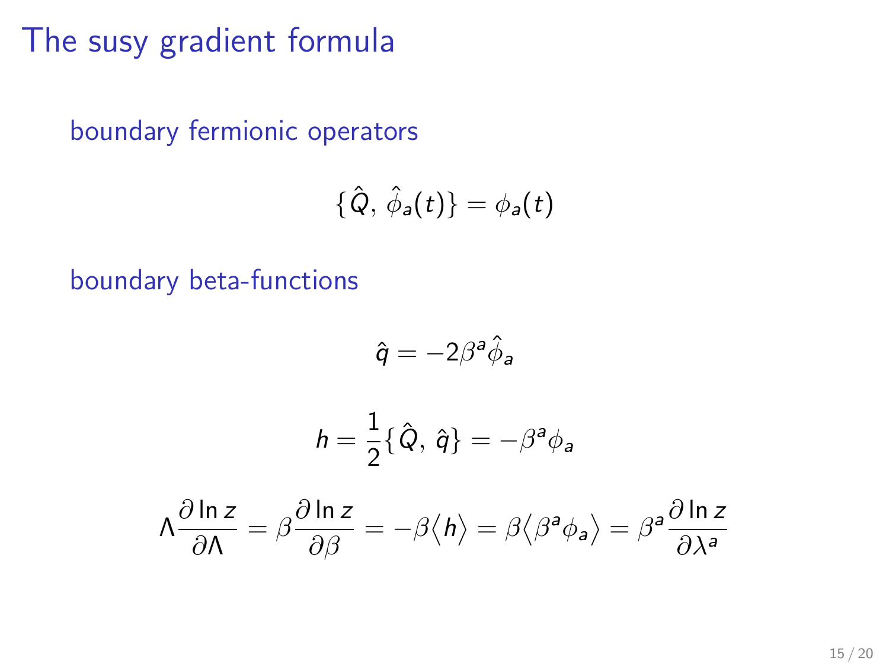# The susy gradient formula

boundary fermionic operators

$$\{\hat{Q},\, \hat{\phi}_a(t)\} = \phi_a(t)$$

boundary beta-functions

$$\hat{q} = -2\beta^a \hat{\phi}_a$$

$$h = \frac{1}{2}\{\hat{Q},\, \hat{q}\} = -\beta^a \phi_a$$

$$\Lambda \frac{\partial \ln z}{\partial \Lambda} = \beta \frac{\partial \ln z}{\partial \beta} = -\beta \langle h \rangle = \beta \langle \beta^a \phi_a \rangle = \beta^a \frac{\partial \ln z}{\partial \lambda^a}$$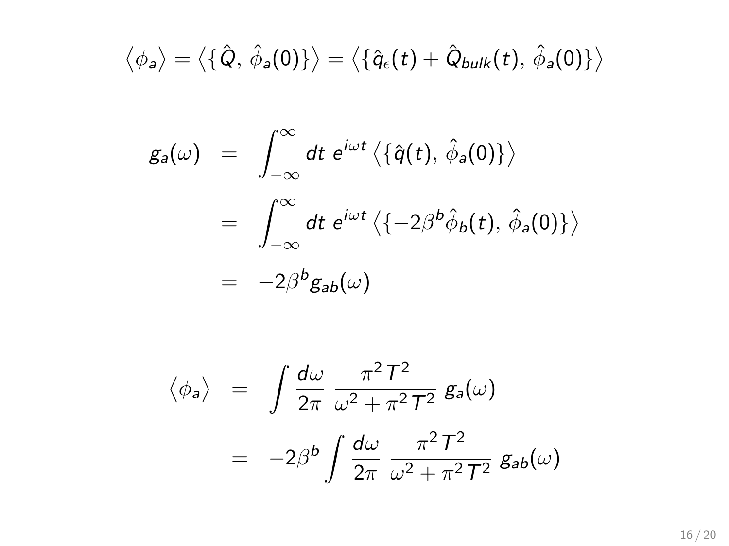$$\left\langle \phi_a \right\rangle = \left\langle \{ \hat{Q},\, \hat{\phi}_a(0) \} \right\rangle = \left\langle \{ \hat{q}_\epsilon(t) + \hat{Q}_{bulk}(t),\, \hat{\phi}_a(0) \} \right\rangle$$

$$\begin{aligned}
g_a(\omega) &= \int_{-\infty}^{\infty} dt\; e^{i\omega t} \left\langle \{ \hat{q}(t),\, \hat{\phi}_a(0) \} \right\rangle \\
&= \int_{-\infty}^{\infty} dt\; e^{i\omega t} \left\langle \{ -2\beta^b \hat{\phi}_b(t),\, \hat{\phi}_a(0) \} \right\rangle \\
&= -2\beta^b g_{ab}(\omega)
\end{aligned}$$

$$\begin{aligned}
\left\langle \phi_a \right\rangle &= \int \frac{d\omega}{2\pi}\; \frac{\pi^2 T^2}{\omega^2 + \pi^2 T^2}\; g_a(\omega) \\
&= -2\beta^b \int \frac{d\omega}{2\pi}\; \frac{\pi^2 T^2}{\omega^2 + \pi^2 T^2}\; g_{ab}(\omega)
\end{aligned}$$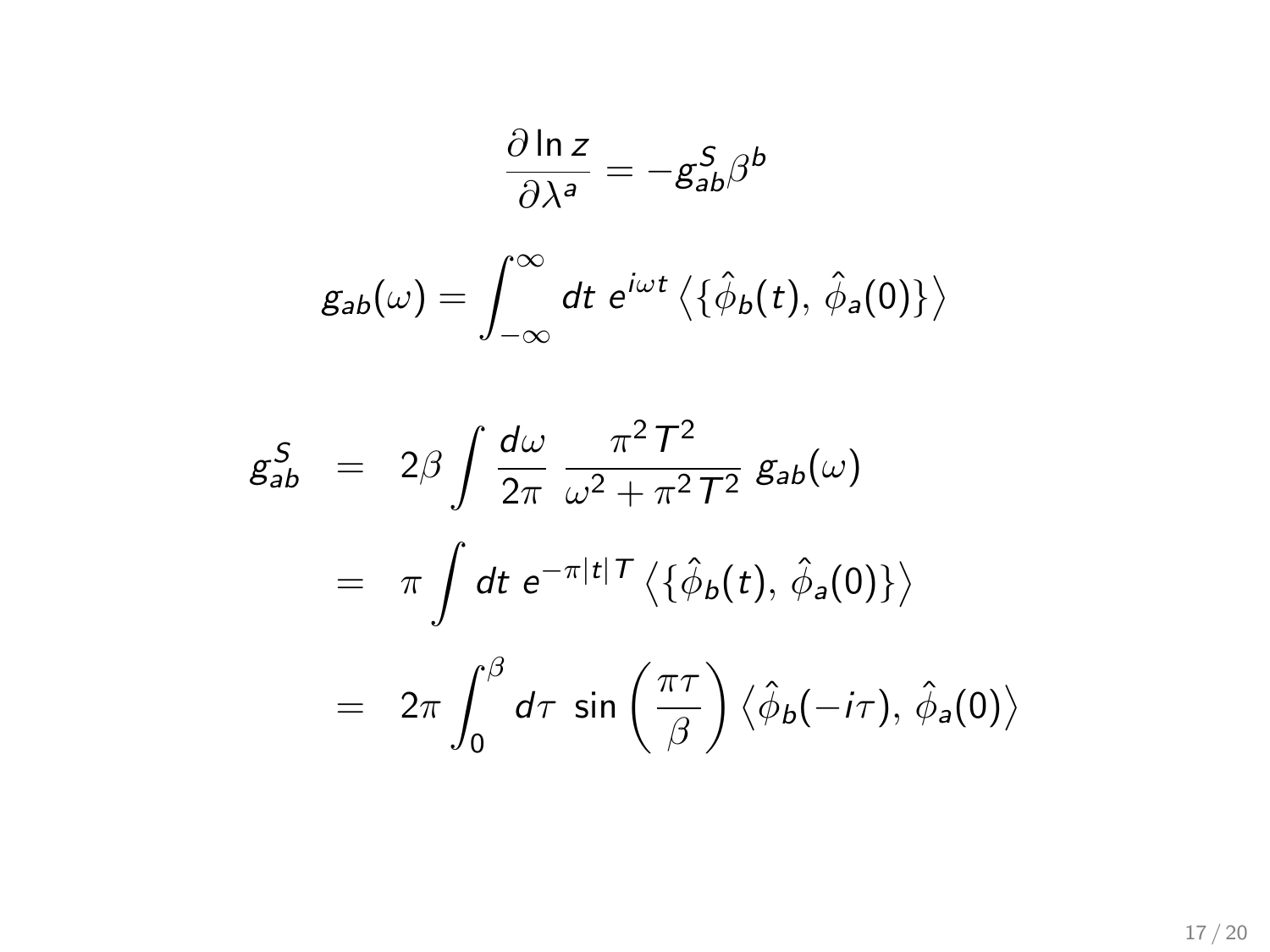$$\frac{\partial \ln z}{\partial \lambda^a} = -g^S_{ab}\beta^b$$

$$g_{ab}(\omega) = \int_{-\infty}^{\infty} dt\; e^{i\omega t} \left\langle \{ \hat{\phi}_b(t),\, \hat{\phi}_a(0) \} \right\rangle$$

$$\begin{aligned}
g^S_{ab} &= 2\beta \int \frac{d\omega}{2\pi}\; \frac{\pi^2 T^2}{\omega^2 + \pi^2 T^2}\; g_{ab}(\omega) \\
&= \pi \int dt\; e^{-\pi |t| T} \left\langle \{ \hat{\phi}_b(t),\, \hat{\phi}_a(0) \} \right\rangle \\
&= 2\pi \int_0^{\beta} d\tau\; \sin\left(\frac{\pi \tau}{\beta}\right) \left\langle \hat{\phi}_b(-i\tau),\, \hat{\phi}_a(0) \right\rangle
\end{aligned}$$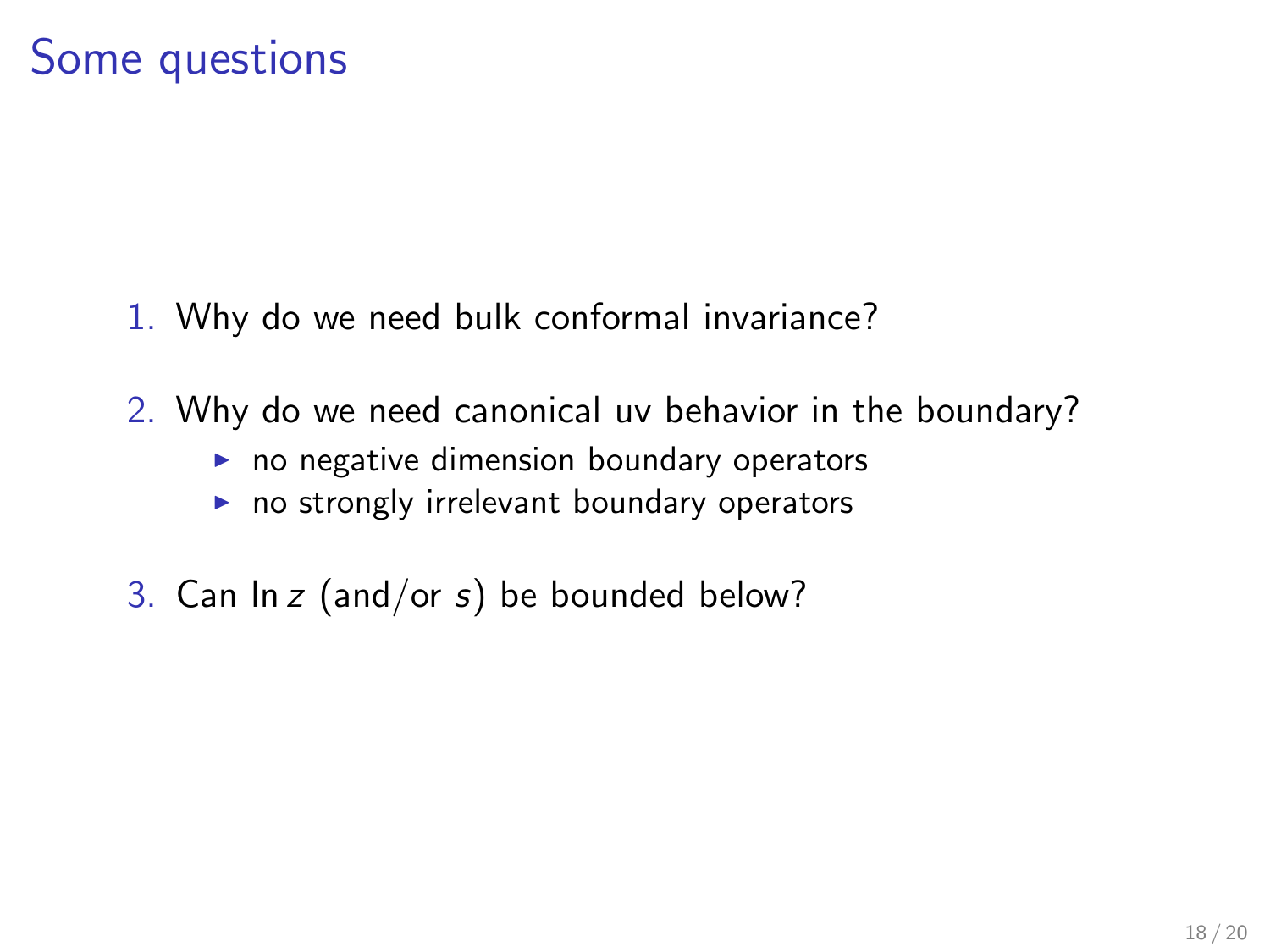# Some questions

1. Why do we need bulk conformal invariance?

2. Why do we need canonical uv behavior in the boundary?
   - no negative dimension boundary operators
   - no strongly irrelevant boundary operators

3. Can $\ln z$ (and/or $s$) be bounded below?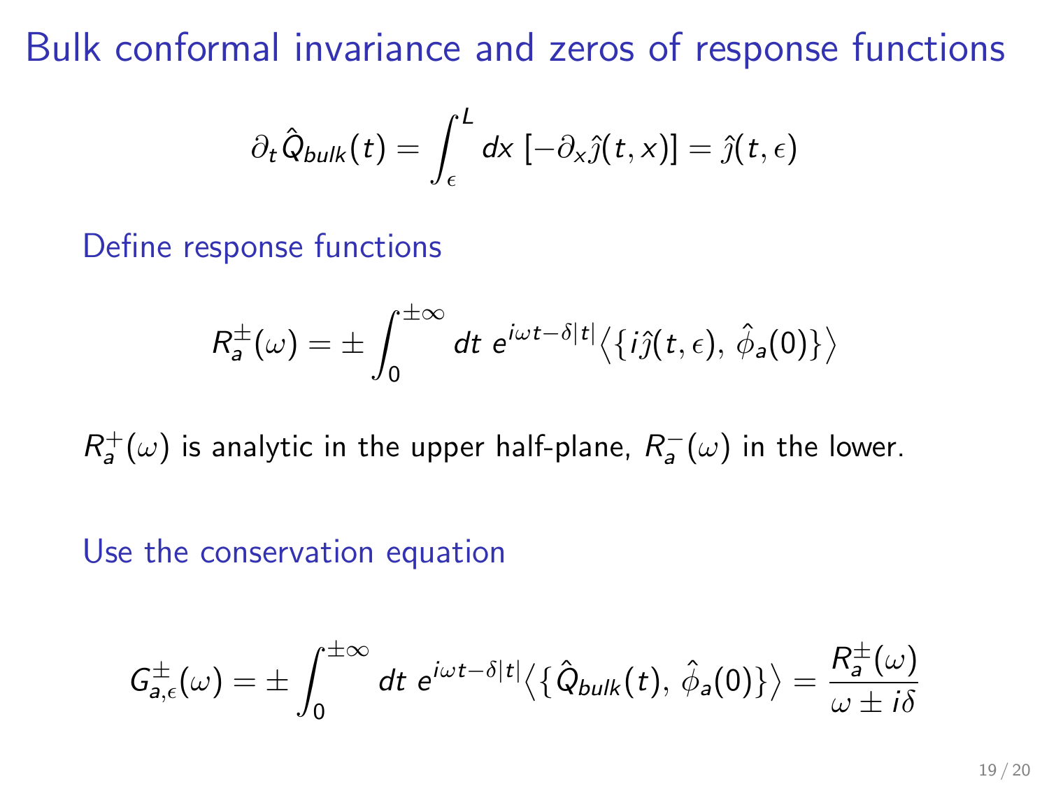# Bulk conformal invariance and zeros of response functions

$$\partial_t \hat{Q}_{bulk}(t) = \int_{\epsilon}^{L} dx \, [-\partial_x \hat{\jmath}(t,x)] = \hat{\jmath}(t,\epsilon)$$

Define response functions

$$R_a^{\pm}(\omega) = \pm \int_0^{\pm\infty} dt \; e^{i\omega t - \delta|t|} \big\langle \{ i\hat{\jmath}(t,\epsilon), \, \hat{\phi}_a(0) \} \big\rangle$$

$R_a^+(\omega)$ is analytic in the upper half-plane, $R_a^-(\omega)$ in the lower.

Use the conservation equation

$$G_{a,\epsilon}^{\pm}(\omega) = \pm \int_0^{\pm\infty} dt \; e^{i\omega t - \delta|t|} \big\langle \{ \hat{Q}_{bulk}(t), \, \hat{\phi}_a(0) \} \big\rangle = \frac{R_a^{\pm}(\omega)}{\omega \pm i\delta}$$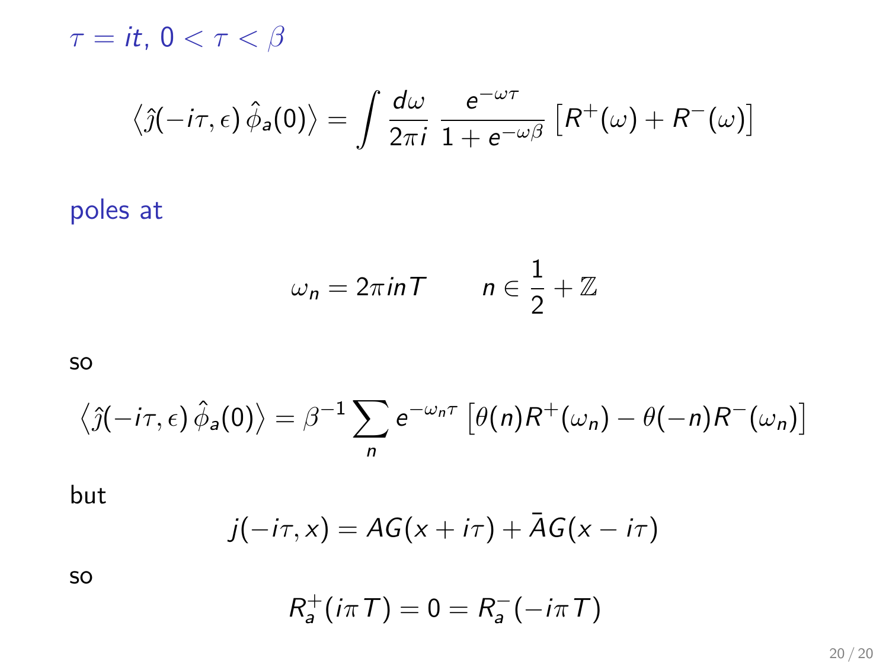$\tau = it$, $0 < \tau < \beta$

$$\left\langle \hat{\jmath}(-i\tau, \epsilon)\, \hat{\phi}_a(0) \right\rangle = \int \frac{d\omega}{2\pi i}\, \frac{e^{-\omega\tau}}{1 + e^{-\omega\beta}} \left[ R^+(\omega) + R^-(\omega) \right]$$

poles at

$$\omega_n = 2\pi i n T \qquad n \in \frac{1}{2} + \mathbb{Z}$$

so

$$\left\langle \hat{\jmath}(-i\tau, \epsilon)\, \hat{\phi}_a(0) \right\rangle = \beta^{-1} \sum_n e^{-\omega_n \tau} \left[ \theta(n) R^+(\omega_n) - \theta(-n) R^-(\omega_n) \right]$$

but

$$j(-i\tau, x) = A G(x + i\tau) + \bar{A} G(x - i\tau)$$

so

$$R_a^+(i\pi T) = 0 = R_a^-(-i\pi T)$$